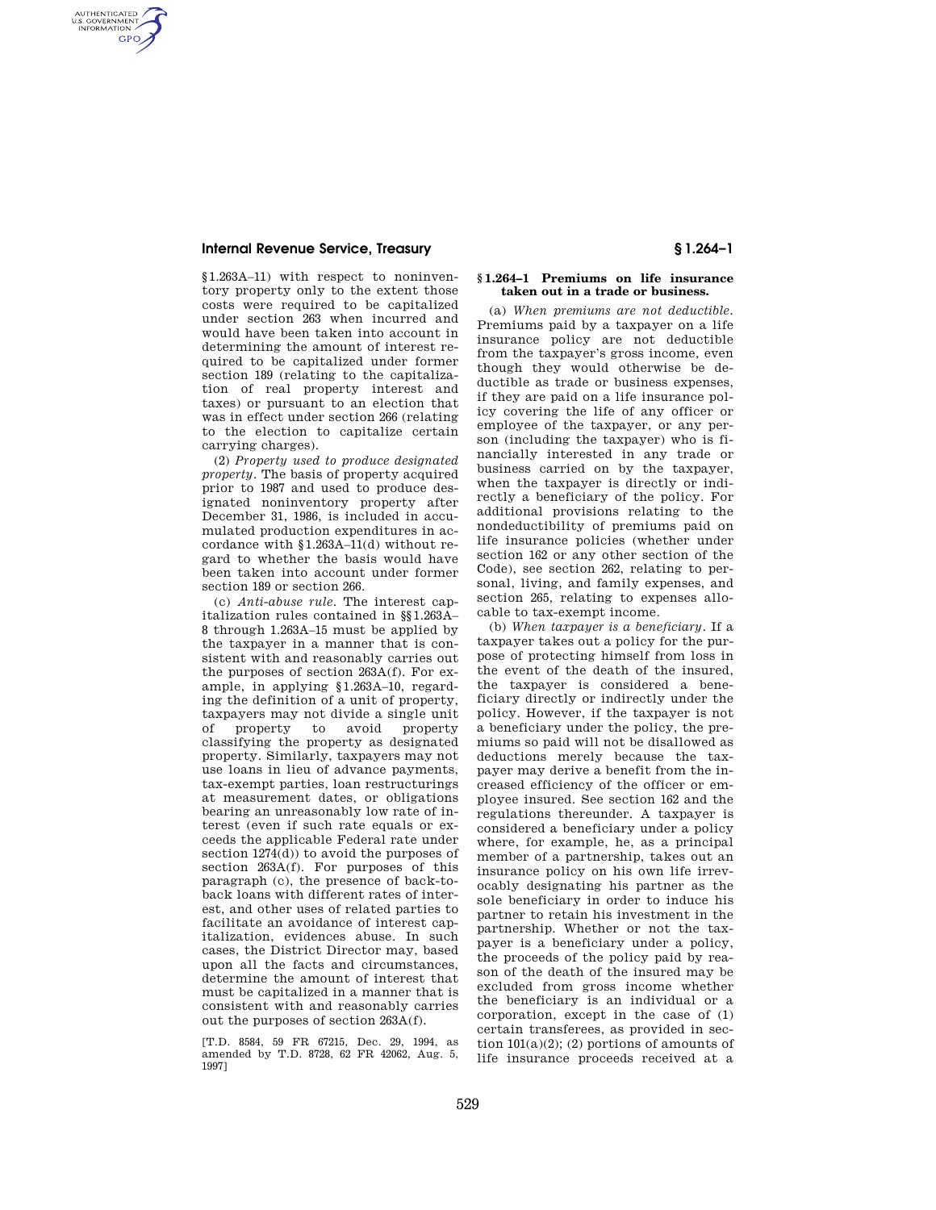§1.263A–11) with respect to noninventory property only to the extent those costs were required to be capitalized under section 263 when incurred and would have been taken into account in determining the amount of interest required to be capitalized under former section 189 (relating to the capitalization of real property interest and taxes) or pursuant to an election that was in effect under section 266 (relating to the election to capitalize certain carrying charges).

(2) *Property used to produce designated property.* The basis of property acquired prior to 1987 and used to produce designated noninventory property after December 31, 1986, is included in accumulated production expenditures in accordance with §1.263A–11(d) without regard to whether the basis would have been taken into account under former section 189 or section 266.

(c) *Anti-abuse rule.* The interest capitalization rules contained in §§1.263A–8 through 1.263A–15 must be applied by the taxpayer in a manner that is consistent with and reasonably carries out the purposes of section 263A(f). For example, in applying §1.263A–10, regarding the definition of a unit of property, taxpayers may not divide a single unit of property to avoid property classifying the property as designated property. Similarly, taxpayers may not use loans in lieu of advance payments, tax-exempt parties, loan restructurings at measurement dates, or obligations bearing an unreasonably low rate of interest (even if such rate equals or exceeds the applicable Federal rate under section 1274(d)) to avoid the purposes of section 263A(f). For purposes of this paragraph (c), the presence of back-to-back loans with different rates of interest, and other uses of related parties to facilitate an avoidance of interest capitalization, evidences abuse. In such cases, the District Director may, based upon all the facts and circumstances, determine the amount of interest that must be capitalized in a manner that is consistent with and reasonably carries out the purposes of section 263A(f).

[T.D. 8584, 59 FR 67215, Dec. 29, 1994, as amended by T.D. 8728, 62 FR 42062, Aug. 5, 1997]

## §1.264–1 Premiums on life insurance taken out in a trade or business.

(a) *When premiums are not deductible.* Premiums paid by a taxpayer on a life insurance policy are not deductible from the taxpayer's gross income, even though they would otherwise be deductible as trade or business expenses, if they are paid on a life insurance policy covering the life of any officer or employee of the taxpayer, or any person (including the taxpayer) who is financially interested in any trade or business carried on by the taxpayer, when the taxpayer is directly or indirectly a beneficiary of the policy. For additional provisions relating to the nondeductibility of premiums paid on life insurance policies (whether under section 162 or any other section of the Code), see section 262, relating to personal, living, and family expenses, and section 265, relating to expenses allocable to tax-exempt income.

(b) *When taxpayer is a beneficiary.* If a taxpayer takes out a policy for the purpose of protecting himself from loss in the event of the death of the insured, the taxpayer is considered a beneficiary directly or indirectly under the policy. However, if the taxpayer is not a beneficiary under the policy, the premiums so paid will not be disallowed as deductions merely because the taxpayer may derive a benefit from the increased efficiency of the officer or employee insured. See section 162 and the regulations thereunder. A taxpayer is considered a beneficiary under a policy where, for example, he, as a principal member of a partnership, takes out an insurance policy on his own life irrevocably designating his partner as the sole beneficiary in order to induce his partner to retain his investment in the partnership. Whether or not the taxpayer is a beneficiary under a policy, the proceeds of the policy paid by reason of the death of the insured may be excluded from gross income whether the beneficiary is an individual or a corporation, except in the case of (1) certain transferees, as provided in section 101(a)(2); (2) portions of amounts of life insurance proceeds received at a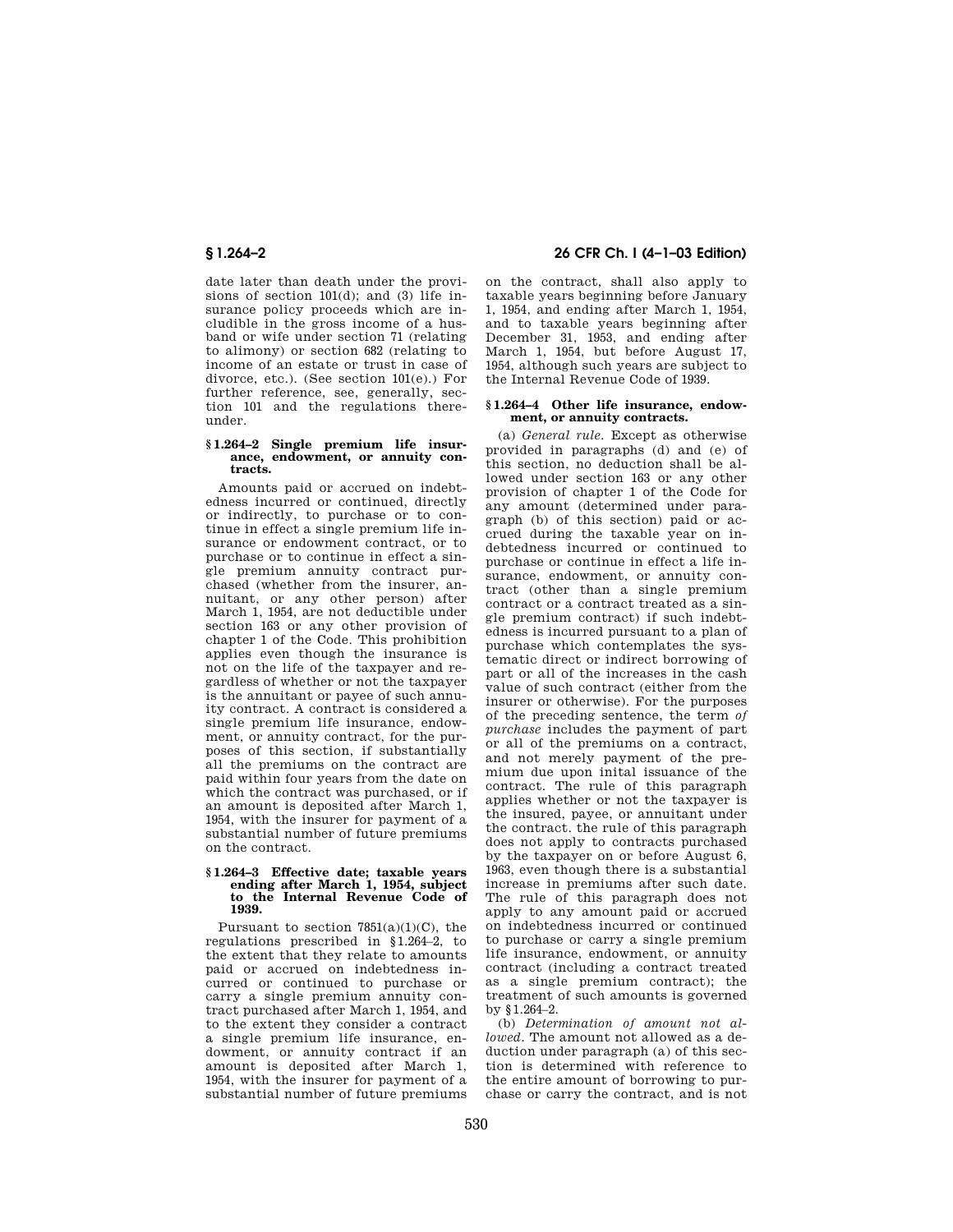date later than death under the provisions of section 101(d); and (3) life insurance policy proceeds which are includible in the gross income of a husband or wife under section 71 (relating to alimony) or section 682 (relating to income of an estate or trust in case of divorce, etc.). (See section 101(e).) For further reference, see, generally, section 101 and the regulations thereunder.

### § 1.264–2 Single premium life insurance, endowment, or annuity contracts.

Amounts paid or accrued on indebtedness incurred or continued, directly or indirectly, to purchase or to continue in effect a single premium life insurance or endowment contract, or to purchase or to continue in effect a single premium annuity contract purchased (whether from the insurer, annuitant, or any other person) after March 1, 1954, are not deductible under section 163 or any other provision of chapter 1 of the Code. This prohibition applies even though the insurance is not on the life of the taxpayer and regardless of whether or not the taxpayer is the annuitant or payee of such annuity contract. A contract is considered a single premium life insurance, endowment, or annuity contract, for the purposes of this section, if substantially all the premiums on the contract are paid within four years from the date on which the contract was purchased, or if an amount is deposited after March 1, 1954, with the insurer for payment of a substantial number of future premiums on the contract.

### § 1.264–3 Effective date; taxable years ending after March 1, 1954, subject to the Internal Revenue Code of 1939.

Pursuant to section 7851(a)(1)(C), the regulations prescribed in §1.264–2, to the extent that they relate to amounts paid or accrued on indebtedness incurred or continued to purchase or carry a single premium annuity contract purchased after March 1, 1954, and to the extent they consider a contract a single premium life insurance, endowment, or annuity contract if an amount is deposited after March 1, 1954, with the insurer for payment of a substantial number of future premiums on the contract, shall also apply to taxable years beginning before January 1, 1954, and ending after March 1, 1954, and to taxable years beginning after December 31, 1953, and ending after March 1, 1954, but before August 17, 1954, although such years are subject to the Internal Revenue Code of 1939.

### § 1.264–4 Other life insurance, endowment, or annuity contracts.

(a) *General rule.* Except as otherwise provided in paragraphs (d) and (e) of this section, no deduction shall be allowed under section 163 or any other provision of chapter 1 of the Code for any amount (determined under paragraph (b) of this section) paid or accrued during the taxable year on indebtedness incurred or continued to purchase or continue in effect a life insurance, endowment, or annuity contract (other than a single premium contract or a contract treated as a single premium contract) if such indebtedness is incurred pursuant to a plan of purchase which contemplates the systematic direct or indirect borrowing of part or all of the increases in the cash value of such contract (either from the insurer or otherwise). For the purposes of the preceding sentence, the term *of purchase* includes the payment of part or all of the premiums on a contract, and not merely payment of the premium due upon inital issuance of the contract. The rule of this paragraph applies whether or not the taxpayer is the insured, payee, or annuitant under the contract. the rule of this paragraph does not apply to contracts purchased by the taxpayer on or before August 6, 1963, even though there is a substantial increase in premiums after such date. The rule of this paragraph does not apply to any amount paid or accrued on indebtedness incurred or continued to purchase or carry a single premium life insurance, endowment, or annuity contract (including a contract treated as a single premium contract); the treatment of such amounts is governed by §1.264–2.

(b) *Determination of amount not allowed.* The amount not allowed as a deduction under paragraph (a) of this section is determined with reference to the entire amount of borrowing to purchase or carry the contract, and is not